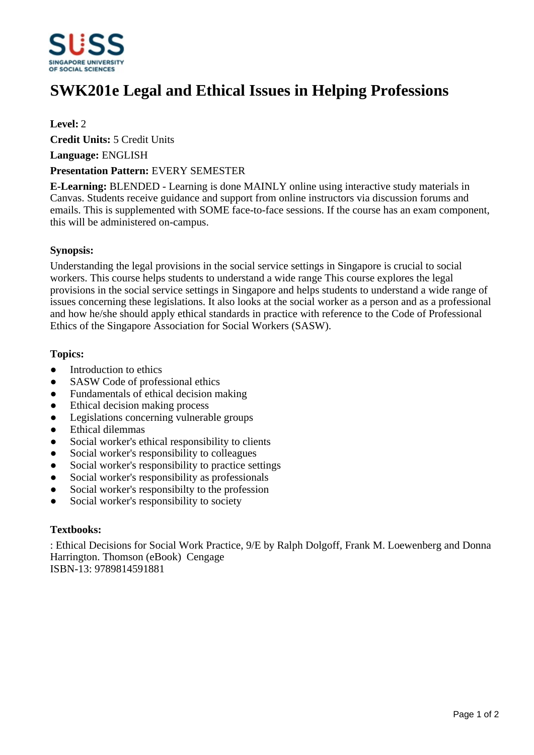# SWK201e Legal and Ethical Issues in Helping Professions

**Level:** 2

**Credit Units:** 5 Credit Units

**Language:** ENGLISH

**Presentation Pattern:** EVERY SEMESTER

**E-Learning:** BLENDED - Learning is done MAINLY online using interactive study materials in Canvas. Students receive guidance and support from online instructors via discussion forums and emails. This is supplemented with SOME face-to-face sessions. If the course has an exam component, this will be administered on-campus.

### Synopsis:

Understanding the legal provisions in the social service settings in Singapore is crucial to social workers. This course helps students to understand a wide range This course explores the legal provisions in the social service settings in Singapore and helps students to understand a wide range of issues concerning these legislations. It also looks at the social worker as a person and as a professional and how he/she should apply ethical standards in practice with reference to the Code of Professional Ethics of the Singapore Association for Social Workers (SASW).

### Topics:

- Introduction to ethics
- SASW Code of professional ethics
- Fundamentals of ethical decision making
- Ethical decision making process
- Legislations concerning vulnerable groups
- Ethical dilemmas
- Social worker's ethical responsibility to clients
- Social worker's responsibility to colleagues
- Social worker's responsibility to practice settings
- Social worker's responsibility as professionals
- Social worker's responsibilty to the profession
- Social worker's responsibility to society

### Textbooks:

: Ethical Decisions for Social Work Practice, 9/E by Ralph Dolgoff, Frank M. Loewenberg and Donna Harrington. Thomson (eBook) Cengage
ISBN-13: 9789814591881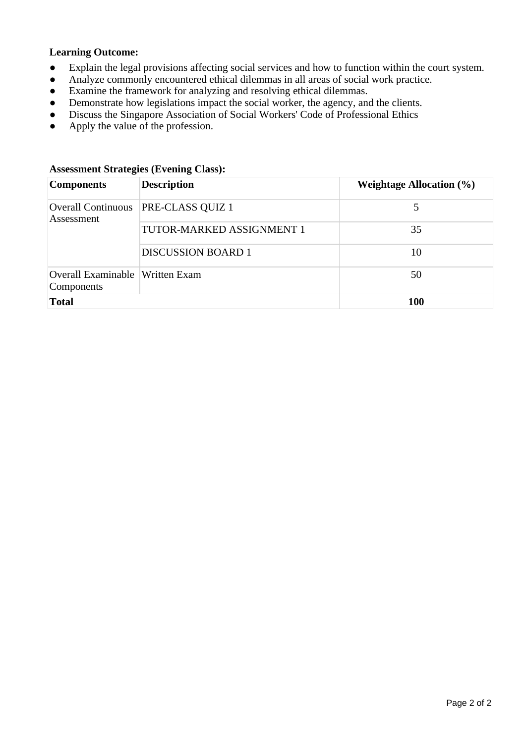**Learning Outcome:**

- Explain the legal provisions affecting social services and how to function within the court system.
- Analyze commonly encountered ethical dilemmas in all areas of social work practice.
- Examine the framework for analyzing and resolving ethical dilemmas.
- Demonstrate how legislations impact the social worker, the agency, and the clients.
- Discuss the Singapore Association of Social Workers' Code of Professional Ethics
- Apply the value of the profession.

**Assessment Strategies (Evening Class):**

| Components | Description | Weightage Allocation (%) |
|---|---|---|
| Overall Continuous Assessment | PRE-CLASS QUIZ 1 | 5 |
| | TUTOR-MARKED ASSIGNMENT 1 | 35 |
| | DISCUSSION BOARD 1 | 10 |
| Overall Examinable Components | Written Exam | 50 |
| **Total** | | **100** |